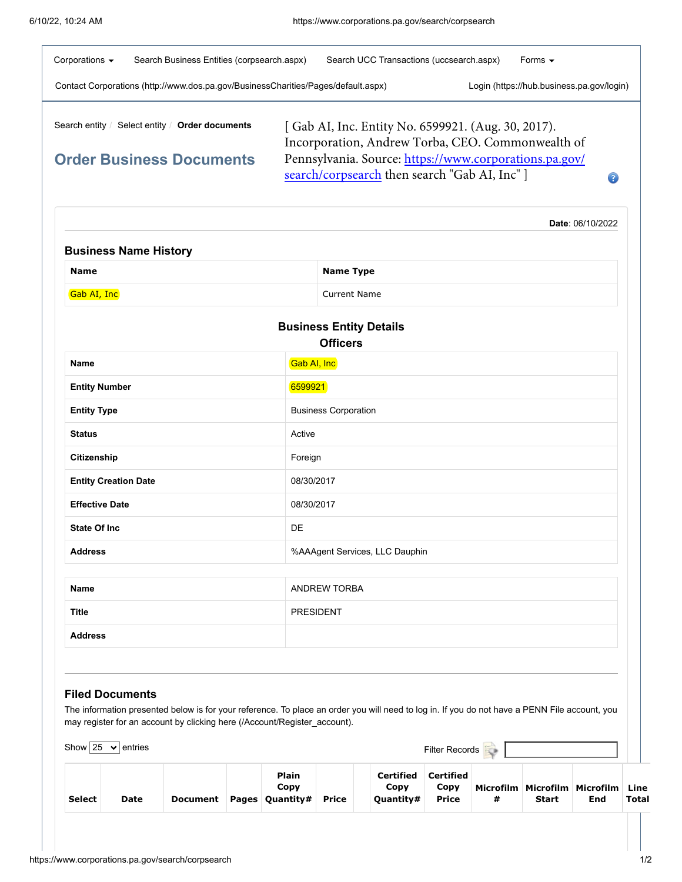Corporations ▾ | Search Business Entities (corpsearch.aspx) | Search UCC Transactions (uccsearch.aspx) | Forms ▾

Contact Corporations (http://www.dos.pa.gov/BusinessCharities/Pages/default.aspx) | Login (https://hub.business.pa.gov/login)

Search entity / Select entity / **Order documents**

## Order Business Documents

[ Gab AI, Inc. Entity No. 6599921. (Aug. 30, 2017). Incorporation, Andrew Torba, CEO. Commonwealth of Pennsylvania. Source: https://www.corporations.pa.gov/search/corpsearch then search "Gab AI, Inc" ]

**Date**: 06/10/2022

### Business Name History

| Name | Name Type |
| --- | --- |
| Gab AI, Inc | Current Name |

### Business Entity Details

### Officers

| Name | Gab AI, Inc |
| --- | --- |
| Entity Number | 6599921 |
| Entity Type | Business Corporation |
| Status | Active |
| Citizenship | Foreign |
| Entity Creation Date | 08/30/2017 |
| Effective Date | 08/30/2017 |
| State Of Inc | DE |
| Address | %AAAgent Services, LLC Dauphin |

| Name | ANDREW TORBA |
| --- | --- |
| Title | PRESIDENT |
| Address | |

### Filed Documents

The information presented below is for your reference. To place an order you will need to log in. If you do not have a PENN File account, you may register for an account by clicking here (/Account/Register_account).

Show 25 entries

Filter Records

| Select | Date | Document | Pages | Plain Copy Quantity# | Price | | Certified Copy Quantity# | Certified Copy Price | Microfilm # | Microfilm Start | Microfilm End | Line Total |
| --- | --- | --- | --- | --- | --- | --- | --- | --- | --- | --- | --- | --- |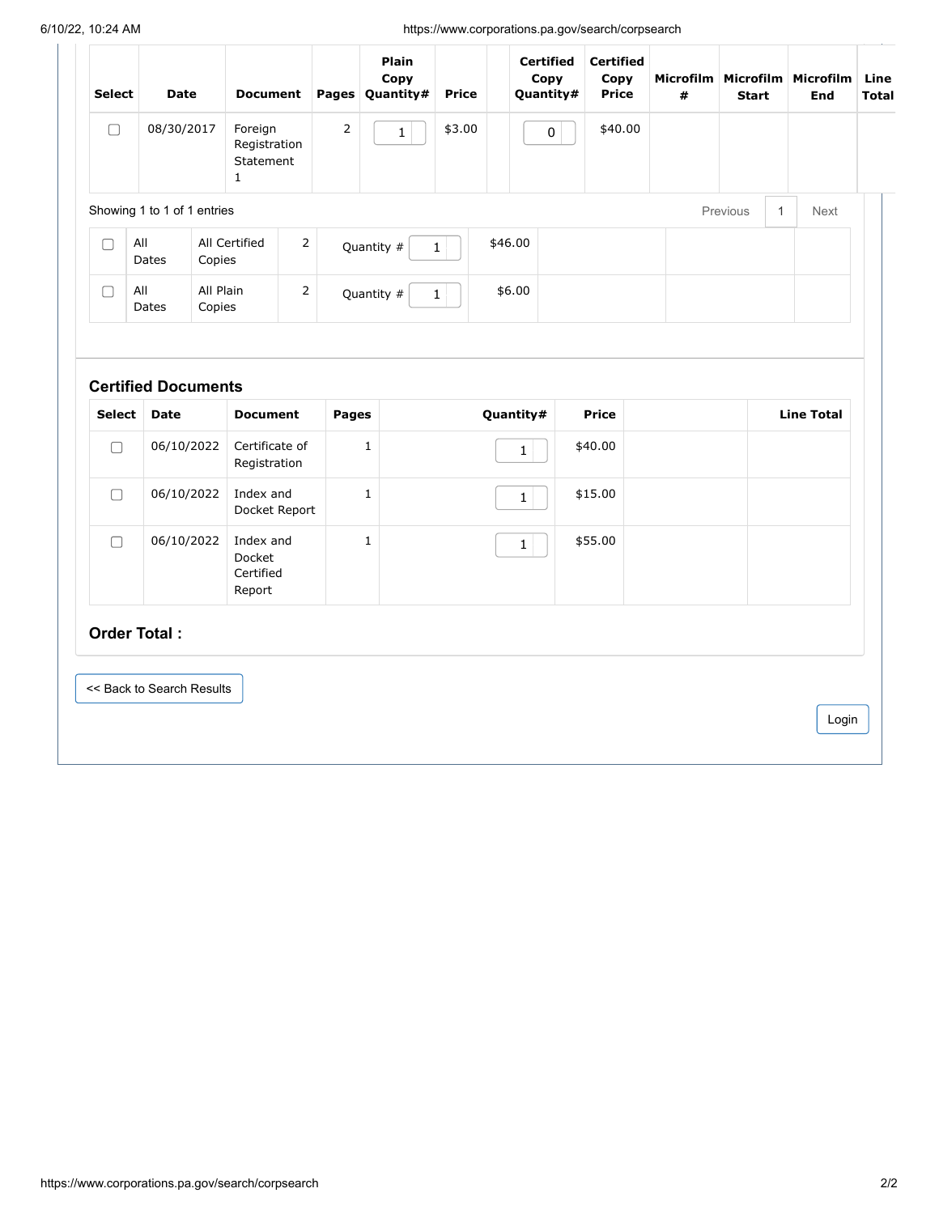| Select | Date | Document | Pages | Plain Copy Quantity# | Price | | Certified Copy Quantity# | Certified Copy Price | Microfilm # | Microfilm Start | Microfilm End | Line Total |
|---|---|---|---|---|---|---|---|---|---|---|---|---|
| ☐ | 08/30/2017 | Foreign Registration Statement 1 | 2 | 1 | $3.00 | | 0 | $40.00 | | | | |

Showing 1 to 1 of 1 entries

Previous 1 Next

| | | | | | | | | |
|---|---|---|---|---|---|---|---|---|
| ☐ | All Dates | All Certified Copies | 2 | Quantity # 1 | $46.00 | | | |
| ☐ | All Dates | All Plain Copies | 2 | Quantity # 1 | $6.00 | | | |

### Certified Documents

| Select | Date | Document | Pages | Quantity# | Price | | Line Total |
|---|---|---|---|---|---|---|---|
| ☐ | 06/10/2022 | Certificate of Registration | 1 | 1 | $40.00 | | |
| ☐ | 06/10/2022 | Index and Docket Report | 1 | 1 | $15.00 | | |
| ☐ | 06/10/2022 | Index and Docket Certified Report | 1 | 1 | $55.00 | | |

**Order Total :**

<< Back to Search Results

Login